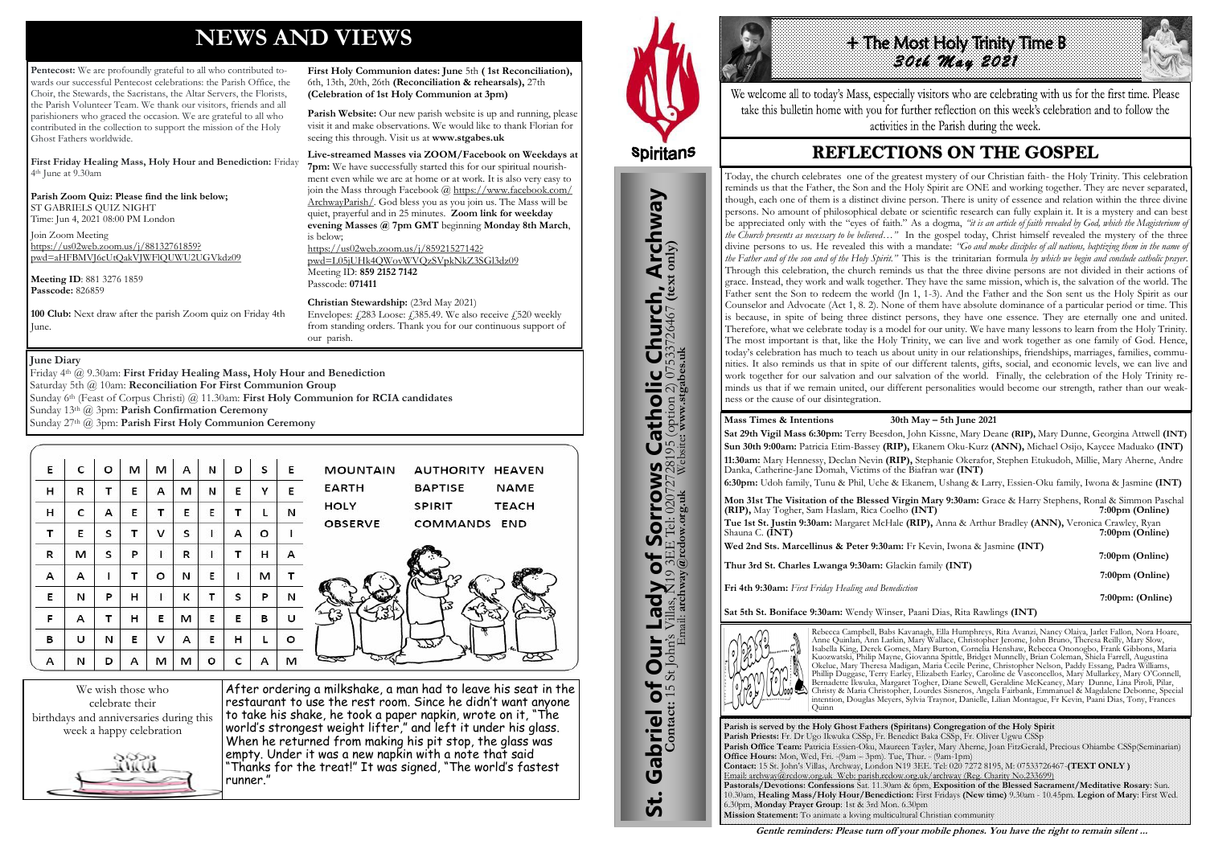# NEWS AND VIEWS

**Pentecost:** We are profoundly grateful to all who contributed towards our successful Pentecost celebrations: the Parish Office, the Choir, the Stewards, the Sacristans, the Altar Servers, the Florists, the Parish Volunteer Team. We thank our visitors, friends and all parishioners who graced the occasion. We are grateful to all who contributed in the collection to support the mission of the Holy Ghost Fathers worldwide.

**First Friday Healing Mass, Holy Hour and Benediction:** Friday 4th June at 9.30am

**Parish Zoom Quiz: Please find the link below;**
ST GABRIELS QUIZ NIGHT
Time: Jun 4, 2021 08:00 PM London

Join Zoom Meeting
https://us02web.zoom.us/j/88132761859?pwd=aHFBMVJ6cUtQakVJWFlQUWU2UGVkdz09

**Meeting ID**: 881 3276 1859
**Passcode:** 826859

**100 Club:** Next draw after the parish Zoom quiz on Friday 4th June.

**First Holy Communion dates: June** 5th **( 1st Reconciliation),** 6th, 13th, 20th, 26th **(Reconciliation & rehearsals),** 27th **(Celebration of 1st Holy Communion at 3pm)**

**Parish Website:** Our new parish website is up and running, please visit it and make observations. We would like to thank Florian for seeing this through. Visit us at **www.stgabes.uk**

**Live-streamed Masses via ZOOM/Facebook on Weekdays at 7pm:** We have successfully started this for our spiritual nourishment even while we are at home or at work. It is also very easy to join the Mass through Facebook @ https://www.facebook.com/ArchwayParish/. God bless you as you join us. The Mass will be quiet, prayerful and in 25 minutes. **Zoom link for weekday evening Masses @ 7pm GMT** beginning **Monday 8th March**, is below;
https://us02web.zoom.us/j/85921527142?pwd=L05jUHk4QWovWVQzSVpkNkZ3SGl3dz09
Meeting ID: **859 2152 7142**
Passcode: **071411**

**Christian Stewardship:** (23rd May 2021)
Envelopes: £283 Loose: £385.49. We also receive £520 weekly from standing orders. Thank you for our continuous support of our parish.

**June Diary**
Friday 4th @ 9.30am: **First Friday Healing Mass, Holy Hour and Benediction**
Saturday 5th @ 10am: **Reconciliation For First Communion Group**
Sunday 6th (Feast of Corpus Christi) @ 11.30am: **First Holy Communion for RCIA candidates**
Sunday 13th @ 3pm: **Parish Confirmation Ceremony**
Sunday 27th @ 3pm: **Parish First Holy Communion Ceremony**

| | | | | | | | | | |
|---|---|---|---|---|---|---|---|---|---|
| E | C | O | M | M | A | N | D | S | E |
| H | R | T | E | A | M | N | E | Y | E |
| H | C | A | E | T | E | E | T | L | N |
| T | E | S | T | V | S | I | A | O | I |
| R | M | S | P | I | R | I | T | H | A |
| A | A | I | T | O | N | E | I | M | T |
| E | N | P | H | I | K | T | S | P | N |
| F | A | T | H | E | M | E | E | B | U |
| B | U | N | E | V | A | E | H | L | O |
| A | N | D | A | M | M | O | C | A | M |

MOUNTAIN AUTHORITY HEAVEN
EARTH BAPTISE NAME
HOLY SPIRIT TEACH
OBSERVE COMMANDS END

We wish those who celebrate their birthdays and anniversaries during this week a happy celebration

After ordering a milkshake, a man had to leave his seat in the restaurant to use the rest room. Since he didn't want anyone to take his shake, he took a paper napkin, wrote on it, "The world's strongest weight lifter," and left it under his glass. When he returned from making his pit stop, the glass was empty. Under it was a new napkin with a note that said "Thanks for the treat!" It was signed, "The world's fastest runner."

**St. Gabriel of Our Lady of Sorrows Catholic Church, Archway**
**Contact:** 15 St John's Villas, N19 3EE Tel: 02072728195 (option 2) 07533726467 **(text only)**
Email: **archway@rcdow.org.uk** Website: **www.stgabes.uk**

Spiritans

# + The Most Holy Trinity Time B
## 30th May 2021

We welcome all to today's Mass, especially visitors who are celebrating with us for the first time. Please take this bulletin home with you for further reflection on this week's celebration and to follow the activities in the Parish during the week.

## REFLECTIONS ON THE GOSPEL

Today, the church celebrates one of the greatest mystery of our Christian faith- the Holy Trinity. This celebration reminds us that the Father, the Son and the Holy Spirit are ONE and working together. They are never separated, though, each one of them is a distinct divine person. There is unity of essence and relation within the three divine persons. No amount of philosophical debate or scientific research can fully explain it. It is a mystery and can best be appreciated only with the "eyes of faith." As a dogma, *"it is an article of faith revealed by God, which the Magisterium of the Church presents as necessary to be believed…"* In the gospel today, Christ himself revealed the mystery of the three divine persons to us. He revealed this with a mandate: *"Go and make disciples of all nations, baptizing them in the name of the Father and of the son and of the Holy Spirit."* This is the trinitarian formula *by which we begin and conclude catholic prayer*. Through this celebration, the church reminds us that the three divine persons are not divided in their actions of grace. Instead, they work and walk together. They have the same mission, which is, the salvation of the world. The Father sent the Son to redeem the world (Jn 1, 1-3). And the Father and the Son sent us the Holy Spirit as our Counselor and Advocate (Act 1, 8. 2). None of them have absolute dominance of a particular period or time. This is because, in spite of being three distinct persons, they have one essence. They are eternally one and united. Therefore, what we celebrate today is a model for our unity. We have many lessons to learn from the Holy Trinity. The most important is that, like the Holy Trinity, we can live and work together as one family of God. Hence, today's celebration has much to teach us about unity in our relationships, friendships, marriages, families, communities. It also reminds us that in spite of our different talents, gifts, social, and economic levels, we can live and work together for our salvation and our salvation of the world. Finally, the celebration of the Holy Trinity reminds us that if we remain united, our different personalities would become our strength, rather than our weakness or the cause of our disintegration.

**Mass Times & Intentions** **30th May – 5th June 2021**

**Sat 29th Vigil Mass 6:30pm:** Terry Beesdon, John Kissne, Mary Deane **(RIP),** Mary Dunne, Georgina Attwell **(INT)**
**Sun 30th 9:00am:** Patricia Etim-Bassey **(RIP),** Ekanem Oku-Kurz **(ANN),** Michael Osijo, Kaycee Maduako **(INT)**
**11:30am:** Mary Hennessy, Declan Nevin **(RIP),** Stephanie Okerafor, Stephen Etukudoh, Millie, Mary Aherne, Andre Danka, Catherine-Jane Domah, Victims of the Biafran war **(INT)**
**6:30pm:** Udoh family, Tunu & Phil, Uche & Ekanem, Ushang & Larry, Essien-Oku family, Iwona & Jasmine **(INT)**

**Mon 31st The Visitation of the Blessed Virgin Mary 9:30am:** Grace & Harry Stephens, Ronal & Simmon Paschal **(RIP),** May Togher, Sam Haslam, Rica Coelho **(INT)** **7:00pm (Online)**
**Tue 1st St. Justin 9:30am:** Margaret McHale **(RIP),** Anna & Arthur Bradley **(ANN),** Veronica Crawley, Ryan Shauna C. **(INT)** **7:00pm (Online)**
**Wed 2nd Sts. Marcellinus & Peter 9:30am:** Fr Kevin, Iwona & Jasmine **(INT)** **7:00pm (Online)**
**Thur 3rd St. Charles Lwanga 9:30am:** Glackin family **(INT)** **7:00pm (Online)**
**Fri 4th 9:30am:** *First Friday Healing and Benediction* **7:00pm: (Online)**
**Sat 5th St. Boniface 9:30am:** Wendy Winser, Paani Dias, Rita Rawlings **(INT)**

Please Pray for...
Rebecca Campbell, Babs Kavanagh, Ella Humphreys, Rita Avanzi, Nancy Olaiya, Jarlet Fallon, Nora Hoare, Anne Quinlan, Ann Larkin, Mary Wallace, Christopher Jerome, John Bruno, Theresa Reilly, Mary Slow, Isabella King, Derek Gomes, Mary Burton, Cornelia Henshaw, Rebecca Ononogbo, Frank Gibbons, Maria Kuozwatski, Philip Mayne, Giovanna Spittle, Bridget Munnelly, Brian Coleman, Shiela Farrell, Augustina Okelue, Mary Theresa Madigan, Maria Cecile Perine, Christopher Nelson, Paddy Essang, Padra Williams, Phillip Duggase, Terry Earley, Elizabeth Earley, Caroline de Vasconcellos, Mary Mullarkey, Mary O'Connell, Bernadette Ikwuka, Margaret Togher, Diane Sewell, Geraldine McKeaney, Mary Dunne, Lina Piroli, Pilar, Christy & Maria Christopher, Lourdes Sisneros, Angela Fairbank, Emmanuel & Magdalene Debonne, Special intention, Douglas Meyers, Sylvia Traynor, Danielle, Lilian Montague, Fr Kevin, Paani Dias, Tony, Frances Quinn

**Parish is served by the Holy Ghost Fathers (Spiritans) Congregation of the Holy Spirit**
**Parish Priests:** Fr. Dr Ugo Ikwuka CSSp, Fr. Benedict Baka CSSp, Fr. Oliver Ugwu CSSp
**Parish Office Team:** Patricia Essien-Oku, Maureen Tayler, Mary Aherne, Joan FitzGerald, Precious Obiambe CSSp(Seminarian)
**Office Hours:** Mon, Wed, Fri. -(9am – 3pm). Tue, Thur. - (9am-1pm)
**Contact:** 15 St. John's Villas, Archway, London N19 3EE. Tel: 020 7272 8195, M: 07533726467 **(TEXT ONLY )**
Email: archway@rcdow.org.uk Web: parish.rcdow.org.uk/archway (Reg. Charity No.233699)
**Pastorals/Devotions: Confessions** Sat. 11.30am & 6pm, **Exposition of the Blessed Sacrament/Meditative Rosary**: Sun. 10.30am, **Healing Mass/Holy Hour/Benediction**: First Fridays **(New time)** 9.30am - 10.45pm. **Legion of Mary**: First Wed. 6.30pm, **Monday Prayer Group**: 1st & 3rd Mon. 6.30pm
**Mission Statement:** To animate a loving multicultural Christian community

***Gentle reminders: Please turn off your mobile phones. You have the right to remain silent …***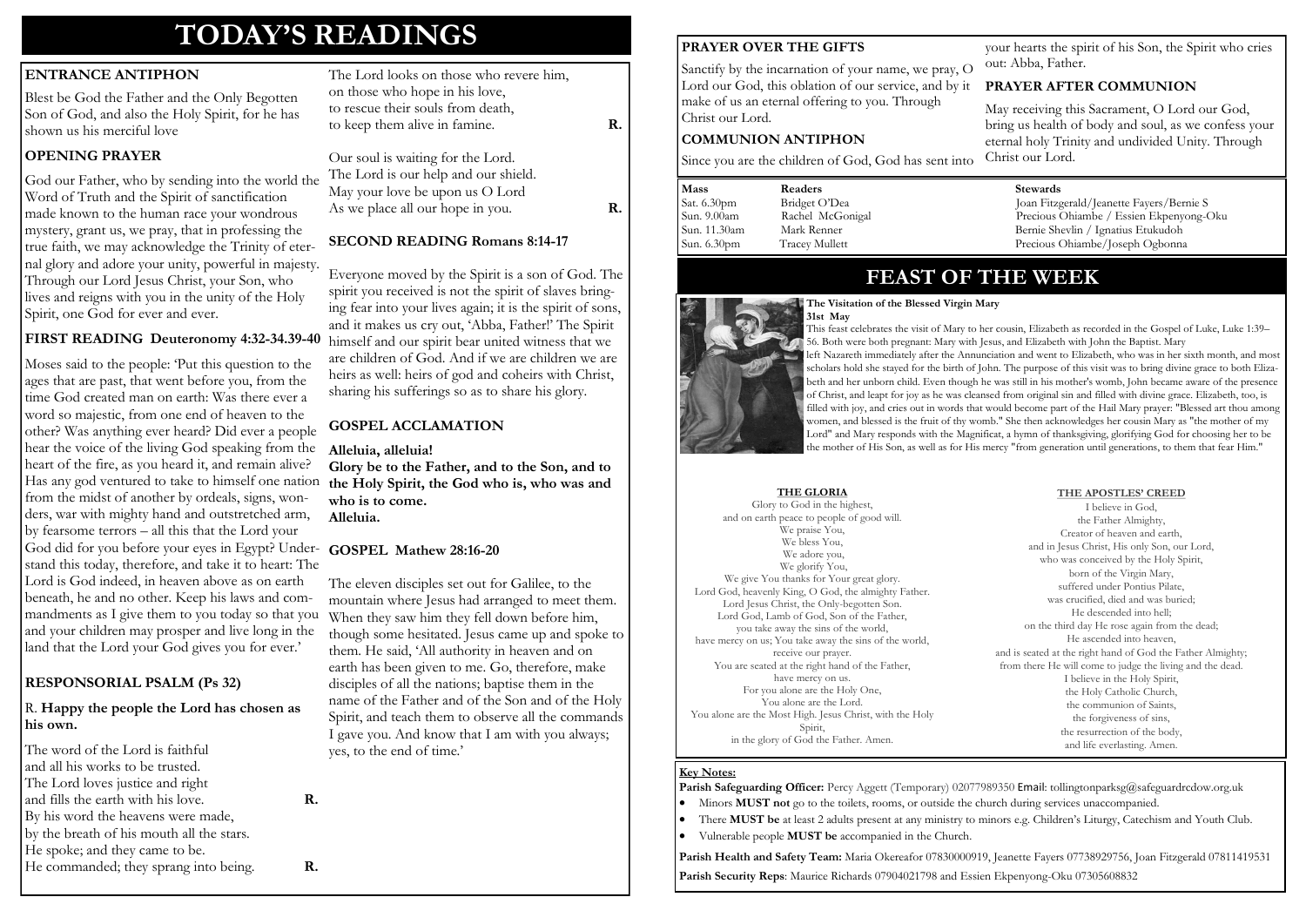# TODAY'S READINGS

## ENTRANCE ANTIPHON

Blest be God the Father and the Only Begotten Son of God, and also the Holy Spirit, for he has shown us his merciful love

## OPENING PRAYER

God our Father, who by sending into the world the Word of Truth and the Spirit of sanctification made known to the human race your wondrous mystery, grant us, we pray, that in professing the true faith, we may acknowledge the Trinity of eternal glory and adore your unity, powerful in majesty. Through our Lord Jesus Christ, your Son, who lives and reigns with you in the unity of the Holy Spirit, one God for ever and ever.

## FIRST READING Deuteronomy 4:32-34.39-40

Moses said to the people: 'Put this question to the ages that are past, that went before you, from the time God created man on earth: Was there ever a word so majestic, from one end of heaven to the other? Was anything ever heard? Did ever a people hear the voice of the living God speaking from the heart of the fire, as you heard it, and remain alive? Has any god ventured to take to himself one nation from the midst of another by ordeals, signs, wonders, war with mighty hand and outstretched arm, by fearsome terrors – all this that the Lord your God did for you before your eyes in Egypt? Understand this today, therefore, and take it to heart: The Lord is God indeed, in heaven above as on earth beneath, he and no other. Keep his laws and commandments as I give them to you today so that you and your children may prosper and live long in the land that the Lord your God gives you for ever.'

## RESPONSORIAL PSALM (Ps 32)

R. **Happy the people the Lord has chosen as his own.**

The word of the Lord is faithful
and all his works to be trusted.
The Lord loves justice and right
and fills the earth with his love. **R.**

By his word the heavens were made,
by the breath of his mouth all the stars.
He spoke; and they came to be.
He commanded; they sprang into being. **R.**

The Lord looks on those who revere him,
on those who hope in his love,
to rescue their souls from death,
to keep them alive in famine. **R.**

Our soul is waiting for the Lord.
The Lord is our help and our shield.
May your love be upon us O Lord
As we place all our hope in you. **R.**

## SECOND READING Romans 8:14-17

Everyone moved by the Spirit is a son of God. The spirit you received is not the spirit of slaves bringing fear into your lives again; it is the spirit of sons, and it makes us cry out, 'Abba, Father!' The Spirit himself and our spirit bear united witness that we are children of God. And if we are children we are heirs as well: heirs of god and coheirs with Christ, sharing his sufferings so as to share his glory.

## GOSPEL ACCLAMATION

**Alleluia, alleluia!**
**Glory be to the Father, and to the Son, and to the Holy Spirit, the God who is, who was and who is to come.**
**Alleluia.**

## GOSPEL Mathew 28:16-20

The eleven disciples set out for Galilee, to the mountain where Jesus had arranged to meet them. When they saw him they fell down before him, though some hesitated. Jesus came up and spoke to them. He said, 'All authority in heaven and on earth has been given to me. Go, therefore, make disciples of all the nations; baptise them in the name of the Father and of the Son and of the Holy Spirit, and teach them to observe all the commands I gave you. And know that I am with you always; yes, to the end of time.'

## PRAYER OVER THE GIFTS

Sanctify by the incarnation of your name, we pray, O Lord our God, this oblation of our service, and by it make of us an eternal offering to you. Through Christ our Lord.

## COMMUNION ANTIPHON

Since you are the children of God, God has sent into your hearts the spirit of his Son, the Spirit who cries out: Abba, Father.

## PRAYER AFTER COMMUNION

May receiving this Sacrament, O Lord our God, bring us health of body and soul, as we confess your eternal holy Trinity and undivided Unity. Through Christ our Lord.

| Mass | Readers | Stewards |
|---|---|---|
| Sat. 6.30pm | Bridget O'Dea | Joan Fitzgerald/Jeanette Fayers/Bernie S |
| Sun. 9.00am | Rachel McGonigal | Precious Ohiambe / Essien Ekpenyong-Oku |
| Sun. 11.30am | Mark Renner | Bernie Shevlin / Ignatius Etukudoh |
| Sun. 6.30pm | Tracey Mullett | Precious Ohiambe/Joseph Ogbonna |

# FEAST OF THE WEEK

**The Visitation of the Blessed Virgin Mary**
**31st May**

This feast celebrates the visit of Mary to her cousin, Elizabeth as recorded in the Gospel of Luke, Luke 1:39–56. Both were both pregnant: Mary with Jesus, and Elizabeth with John the Baptist. Mary left Nazareth immediately after the Annunciation and went to Elizabeth, who was in her sixth month, and most scholars hold she stayed for the birth of John. The purpose of this visit was to bring divine grace to both Elizabeth and her unborn child. Even though he was still in his mother's womb, John became aware of the presence of Christ, and leapt for joy as he was cleansed from original sin and filled with divine grace. Elizabeth, too, is filled with joy, and cries out in words that would become part of the Hail Mary prayer: "Blessed art thou among women, and blessed is the fruit of thy womb." She then acknowledges her cousin Mary as "the mother of my Lord" and Mary responds with the Magnificat, a hymn of thanksgiving, glorifying God for choosing her to be the mother of His Son, as well as for His mercy "from generation until generations, to them that fear Him."

**THE GLORIA**

Glory to God in the highest,
and on earth peace to people of good will.
We praise You,
We bless You,
We adore you,
We glorify You,
We give You thanks for Your great glory.
Lord God, heavenly King, O God, the almighty Father.
Lord Jesus Christ, the Only-begotten Son.
Lord God, Lamb of God, Son of the Father,
you take away the sins of the world,
have mercy on us; You take away the sins of the world,
receive our prayer.
You are seated at the right hand of the Father,
have mercy on us.
For you alone are the Holy One,
You alone are the Lord.
You alone are the Most High. Jesus Christ, with the Holy Spirit,
in the glory of God the Father. Amen.

**THE APOSTLES' CREED**

I believe in God,
the Father Almighty,
Creator of heaven and earth,
and in Jesus Christ, His only Son, our Lord,
who was conceived by the Holy Spirit,
born of the Virgin Mary,
suffered under Pontius Pilate,
was crucified, died and was buried;
He descended into hell;
on the third day He rose again from the dead;
He ascended into heaven,
and is seated at the right hand of God the Father Almighty;
from there He will come to judge the living and the dead.
I believe in the Holy Spirit,
the Holy Catholic Church,
the communion of Saints,
the forgiveness of sins,
the resurrection of the body,
and life everlasting. Amen.

**Key Notes:**

**Parish Safeguarding Officer:** Percy Aggett (Temporary) 02077989350 Email: tollingtonparksg@safeguardrcdow.org.uk

- Minors **MUST not** go to the toilets, rooms, or outside the church during services unaccompanied.
- There **MUST be** at least 2 adults present at any ministry to minors e.g. Children's Liturgy, Catechism and Youth Club.
- Vulnerable people **MUST be** accompanied in the Church.

**Parish Health and Safety Team:** Maria Okereafor 07830000919, Jeanette Fayers 07738929756, Joan Fitzgerald 07811419531

**Parish Security Reps**: Maurice Richards 07904021798 and Essien Ekpenyong-Oku 07305608832